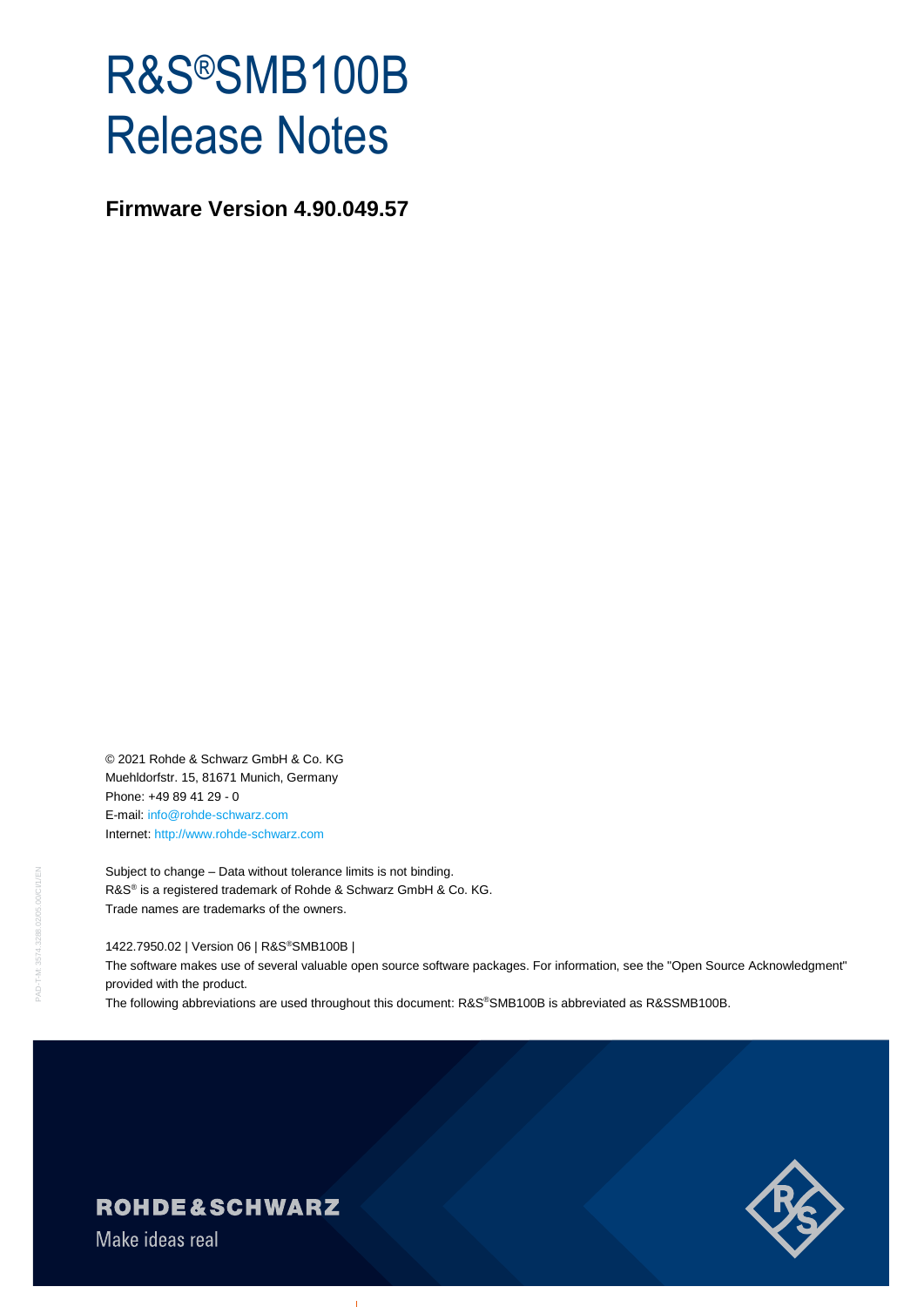# R&S®SMB100B Release Notes

**Firmware Version 4.90.049.57**

© 2021 Rohde & Schwarz GmbH & Co. KG
Muehldorfstr. 15, 81671 Munich, Germany
Phone: +49 89 41 29 - 0
E-mail: info@rohde-schwarz.com
Internet: http://www.rohde-schwarz.com

Subject to change – Data without tolerance limits is not binding.
R&S® is a registered trademark of Rohde & Schwarz GmbH & Co. KG.
Trade names are trademarks of the owners.

1422.7950.02 | Version 06 | R&S®SMB100B |
The software makes use of several valuable open source software packages. For information, see the "Open Source Acknowledgment" provided with the product.
The following abbreviations are used throughout this document: R&S®SMB100B is abbreviated as R&SSMB100B.

**ROHDE&SCHWARZ**
Make ideas real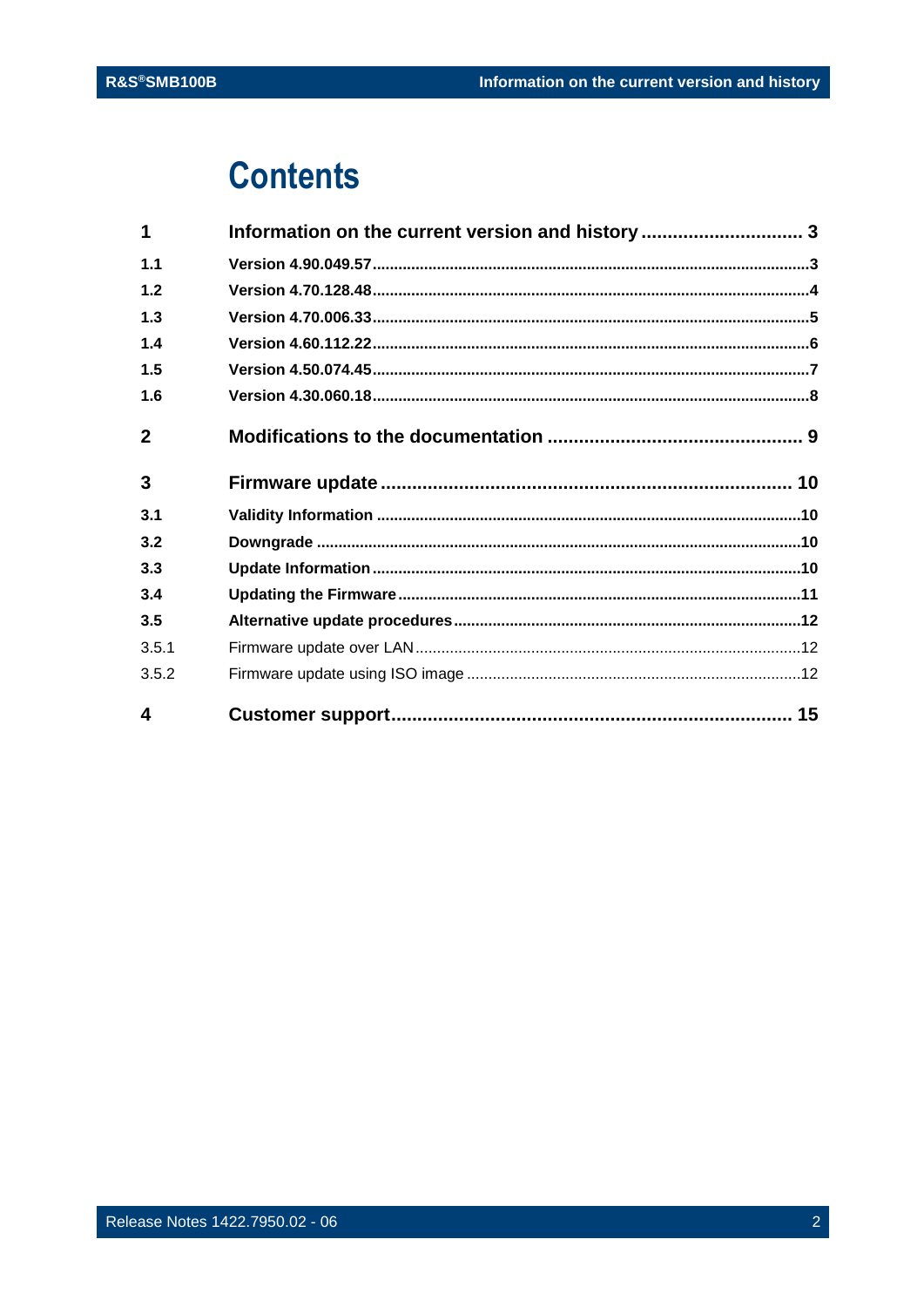# Contents

| | | |
|---|---|---|
| **1** | **Information on the current version and history** | **3** |
| **1.1** | **Version 4.90.049.57** | **3** |
| **1.2** | **Version 4.70.128.48** | **4** |
| **1.3** | **Version 4.70.006.33** | **5** |
| **1.4** | **Version 4.60.112.22** | **6** |
| **1.5** | **Version 4.50.074.45** | **7** |
| **1.6** | **Version 4.30.060.18** | **8** |
| **2** | **Modifications to the documentation** | **9** |
| **3** | **Firmware update** | **10** |
| **3.1** | **Validity Information** | **10** |
| **3.2** | **Downgrade** | **10** |
| **3.3** | **Update Information** | **10** |
| **3.4** | **Updating the Firmware** | **11** |
| **3.5** | **Alternative update procedures** | **12** |
| 3.5.1 | Firmware update over LAN | 12 |
| 3.5.2 | Firmware update using ISO image | 12 |
| **4** | **Customer support** | **15** |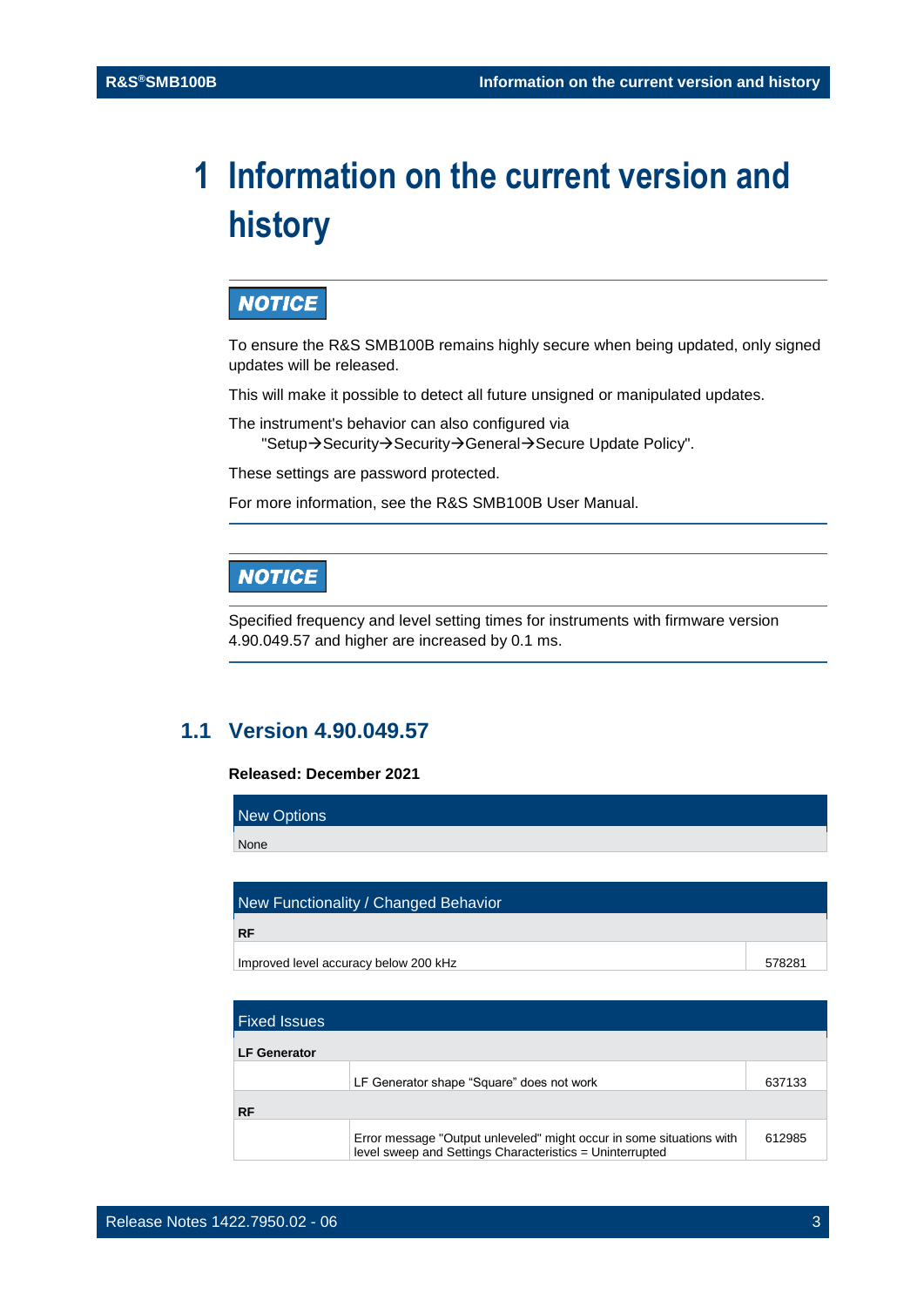# 1 Information on the current version and history

**NOTICE**

To ensure the R&S SMB100B remains highly secure when being updated, only signed updates will be released.

This will make it possible to detect all future unsigned or manipulated updates.

The instrument's behavior can also configured via
"Setup→Security→Security→General→Secure Update Policy".

These settings are password protected.

For more information, see the R&S SMB100B User Manual.

**NOTICE**

Specified frequency and level setting times for instruments with firmware version 4.90.049.57 and higher are increased by 0.1 ms.

## 1.1 Version 4.90.049.57

**Released: December 2021**

| New Options |
| --- |
| None |

| New Functionality / Changed Behavior | |
| --- | --- |
| **RF** | |
| Improved level accuracy below 200 kHz | 578281 |

| Fixed Issues | | |
| --- | --- | --- |
| **LF Generator** | | |
| | LF Generator shape “Square” does not work | 637133 |
| **RF** | | |
| | Error message "Output unleveled" might occur in some situations with level sweep and Settings Characteristics = Uninterrupted | 612985 |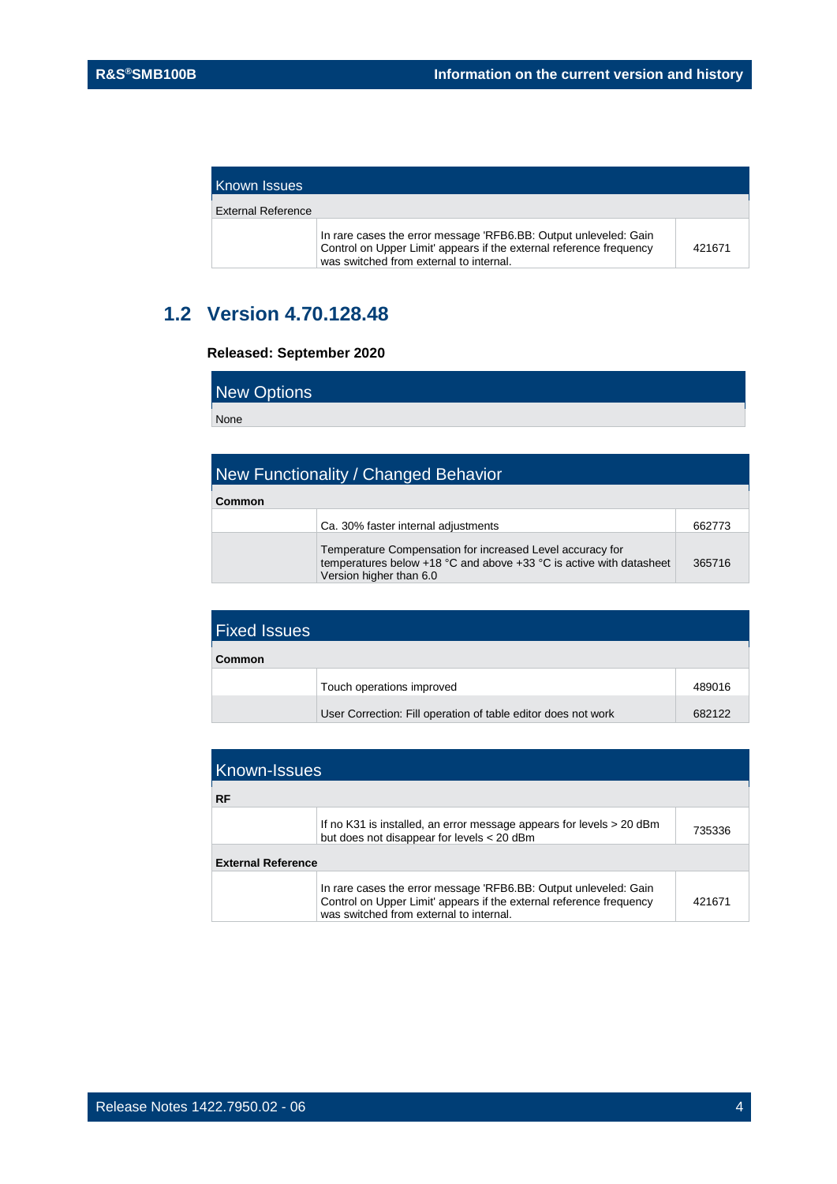| Known Issues | | |
|---|---|---|
| External Reference | | |
| | In rare cases the error message 'RFB6.BB: Output unleveled: Gain Control on Upper Limit' appears if the external reference frequency was switched from external to internal. | 421671 |

## 1.2 Version 4.70.128.48

**Released: September 2020**

| New Options |
|---|
| None |

| New Functionality / Changed Behavior | | |
|---|---|---|
| **Common** | | |
| | Ca. 30% faster internal adjustments | 662773 |
| | Temperature Compensation for increased Level accuracy for temperatures below +18 °C and above +33 °C is active with datasheet Version higher than 6.0 | 365716 |

| Fixed Issues | | |
|---|---|---|
| **Common** | | |
| | Touch operations improved | 489016 |
| | User Correction: Fill operation of table editor does not work | 682122 |

| Known-Issues | | |
|---|---|---|
| **RF** | | |
| | If no K31 is installed, an error message appears for levels > 20 dBm but does not disappear for levels < 20 dBm | 735336 |
| **External Reference** | | |
| | In rare cases the error message 'RFB6.BB: Output unleveled: Gain Control on Upper Limit' appears if the external reference frequency was switched from external to internal. | 421671 |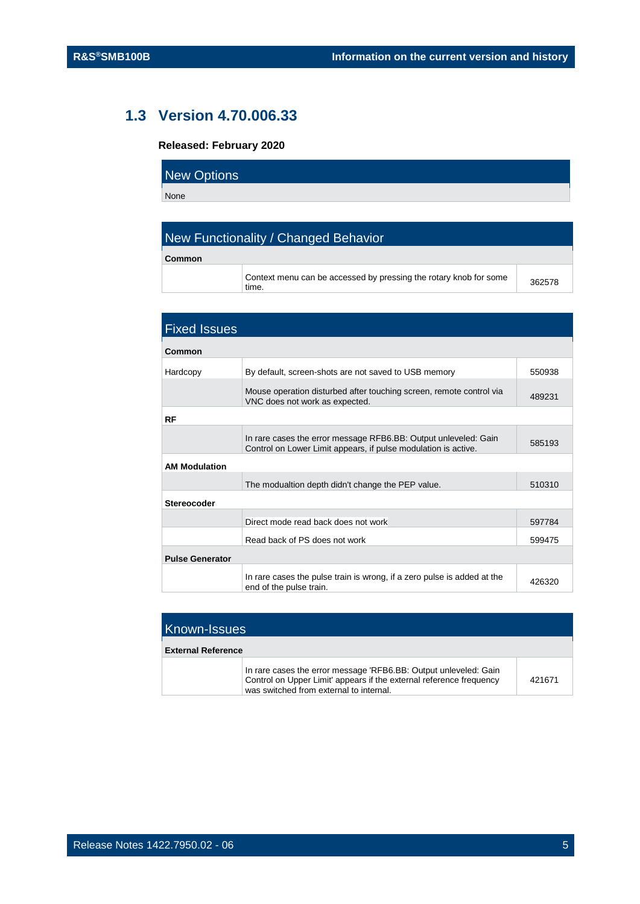## 1.3 Version 4.70.006.33

**Released: February 2020**

| New Options |
| --- |
| None |

| New Functionality / Changed Behavior | | |
| --- | --- | --- |
| **Common** | | |
| | Context menu can be accessed by pressing the rotary knob for some time. | 362578 |

| Fixed Issues | | |
| --- | --- | --- |
| **Common** | | |
| Hardcopy | By default, screen-shots are not saved to USB memory | 550938 |
| | Mouse operation disturbed after touching screen, remote control via VNC does not work as expected. | 489231 |
| **RF** | | |
| | In rare cases the error message RFB6.BB: Output unleveled: Gain Control on Lower Limit appears, if pulse modulation is active. | 585193 |
| **AM Modulation** | | |
| | The modualtion depth didn't change the PEP value. | 510310 |
| **Stereocoder** | | |
| | Direct mode read back does not work | 597784 |
| | Read back of PS does not work | 599475 |
| **Pulse Generator** | | |
| | In rare cases the pulse train is wrong, if a zero pulse is added at the end of the pulse train. | 426320 |

| Known-Issues | | |
| --- | --- | --- |
| **External Reference** | | |
| | In rare cases the error message 'RFB6.BB: Output unleveled: Gain Control on Upper Limit' appears if the external reference frequency was switched from external to internal. | 421671 |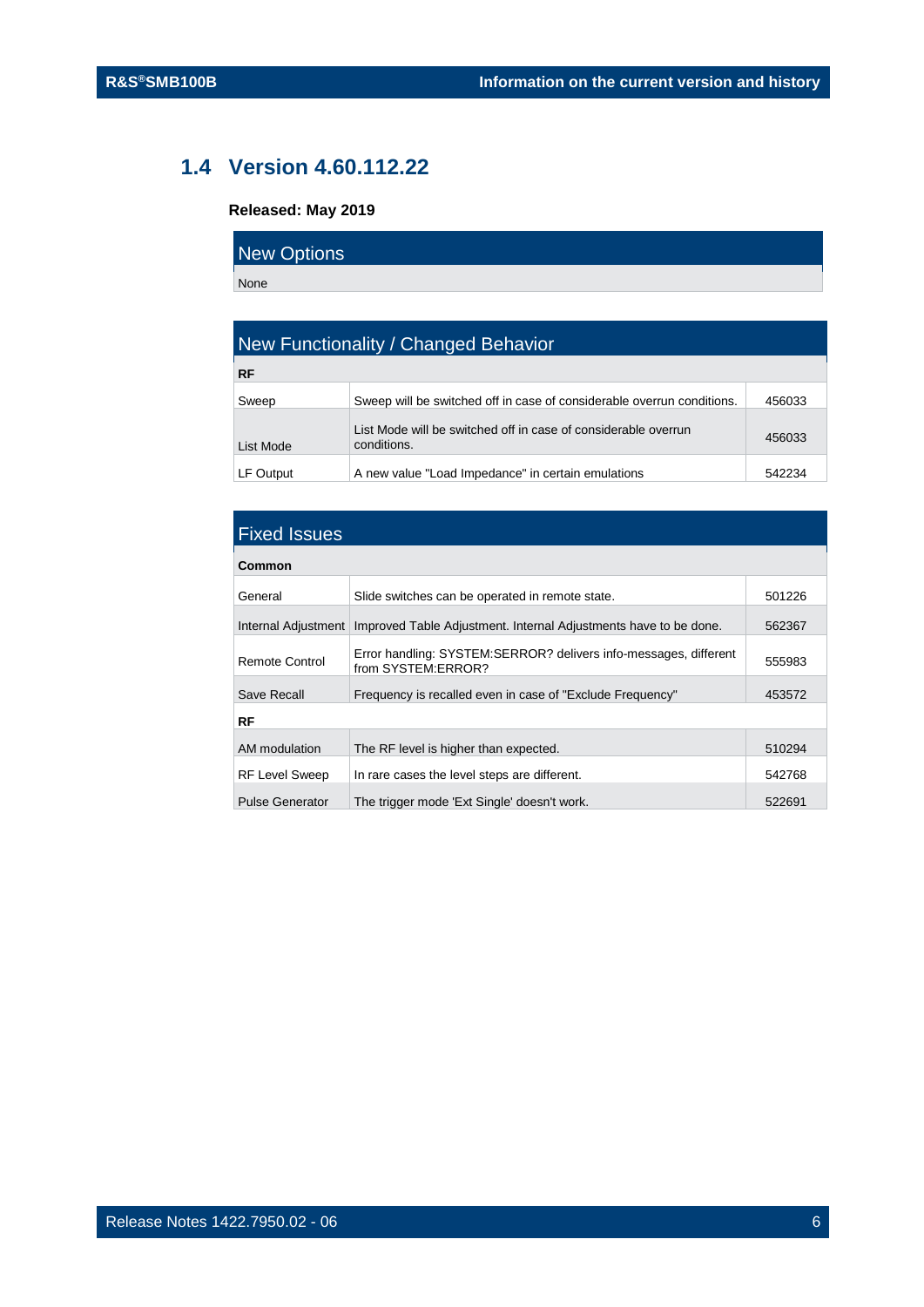## 1.4 Version 4.60.112.22

**Released: May 2019**

| New Options |
|---|
| None |

| New Functionality / Changed Behavior | | |
|---|---|---|
| **RF** | | |
| Sweep | Sweep will be switched off in case of considerable overrun conditions. | 456033 |
| List Mode | List Mode will be switched off in case of considerable overrun conditions. | 456033 |
| LF Output | A new value "Load Impedance" in certain emulations | 542234 |

| Fixed Issues | | |
|---|---|---|
| **Common** | | |
| General | Slide switches can be operated in remote state. | 501226 |
| Internal Adjustment | Improved Table Adjustment. Internal Adjustments have to be done. | 562367 |
| Remote Control | Error handling: SYSTEM:SERROR? delivers info-messages, different from SYSTEM:ERROR? | 555983 |
| Save Recall | Frequency is recalled even in case of "Exclude Frequency" | 453572 |
| **RF** | | |
| AM modulation | The RF level is higher than expected. | 510294 |
| RF Level Sweep | In rare cases the level steps are different. | 542768 |
| Pulse Generator | The trigger mode 'Ext Single' doesn't work. | 522691 |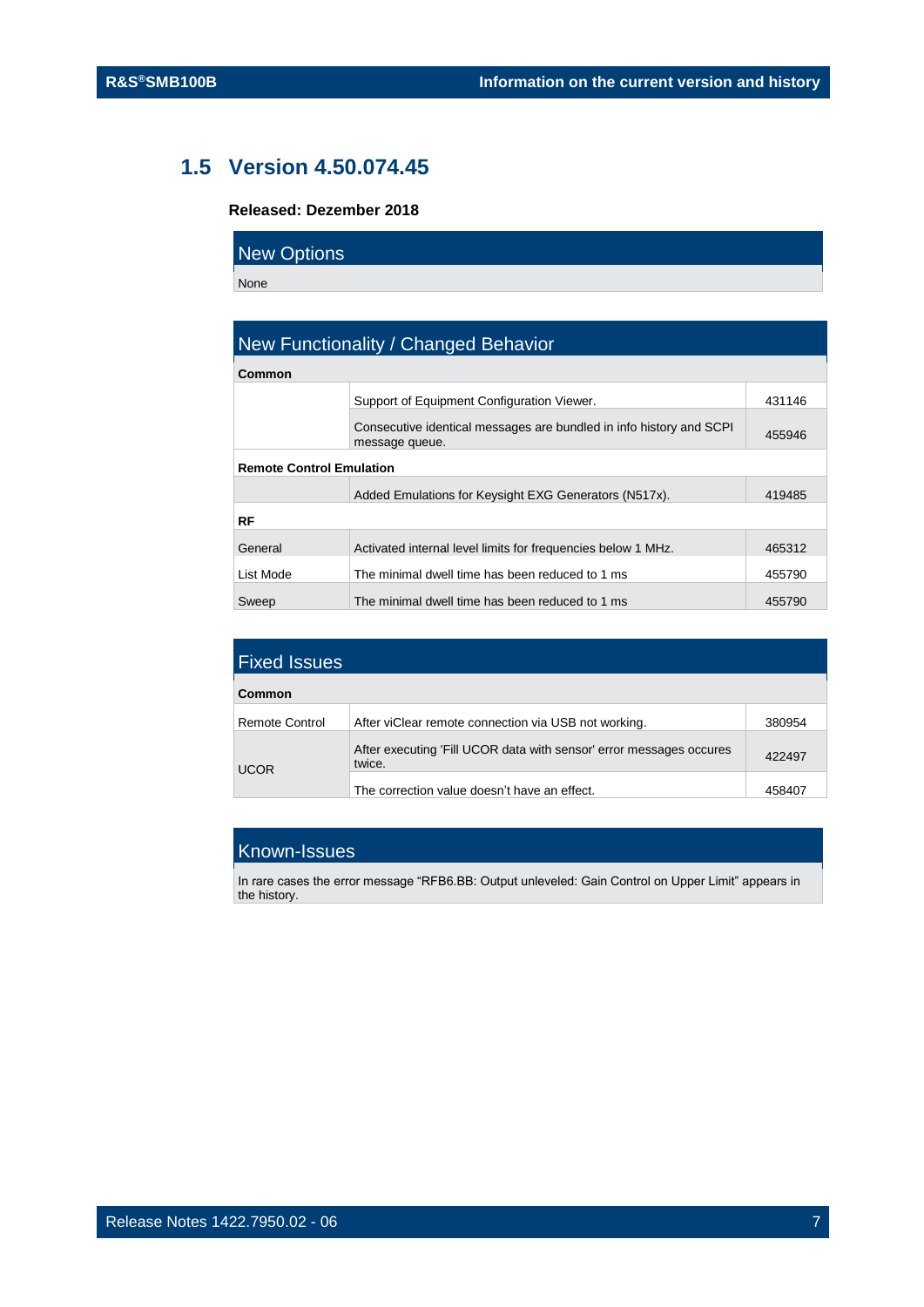## 1.5 Version 4.50.074.45

**Released: Dezember 2018**

| New Options |
|---|
| None |

| New Functionality / Changed Behavior | | |
|---|---|---|
| **Common** | | |
| | Support of Equipment Configuration Viewer. | 431146 |
| | Consecutive identical messages are bundled in info history and SCPI message queue. | 455946 |
| **Remote Control Emulation** | | |
| | Added Emulations for Keysight EXG Generators (N517x). | 419485 |
| **RF** | | |
| General | Activated internal level limits for frequencies below 1 MHz. | 465312 |
| List Mode | The minimal dwell time has been reduced to 1 ms | 455790 |
| Sweep | The minimal dwell time has been reduced to 1 ms | 455790 |

| Fixed Issues | | |
|---|---|---|
| **Common** | | |
| Remote Control | After viClear remote connection via USB not working. | 380954 |
| UCOR | After executing 'Fill UCOR data with sensor' error messages occures twice. | 422497 |
| | The correction value doesn't have an effect. | 458407 |

| Known-Issues |
|---|
| In rare cases the error message "RFB6.BB: Output unleveled: Gain Control on Upper Limit" appears in the history. |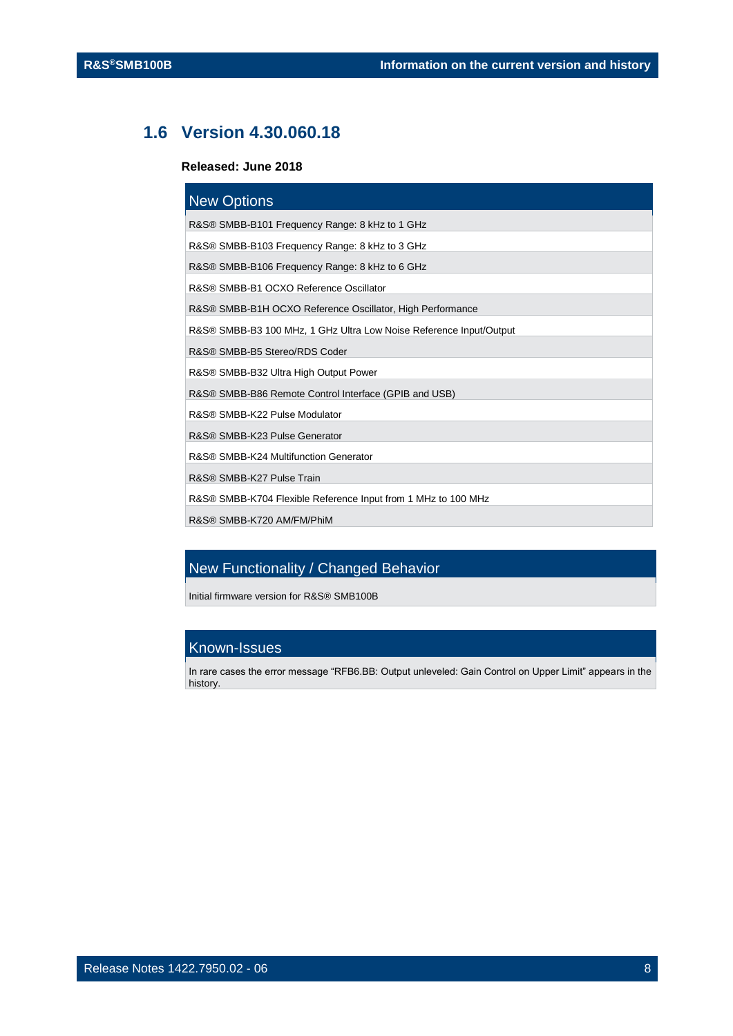## 1.6 Version 4.30.060.18

**Released: June 2018**

| New Options |
|---|
| R&S® SMBB-B101 Frequency Range: 8 kHz to 1 GHz |
| R&S® SMBB-B103 Frequency Range: 8 kHz to 3 GHz |
| R&S® SMBB-B106 Frequency Range: 8 kHz to 6 GHz |
| R&S® SMBB-B1 OCXO Reference Oscillator |
| R&S® SMBB-B1H OCXO Reference Oscillator, High Performance |
| R&S® SMBB-B3 100 MHz, 1 GHz Ultra Low Noise Reference Input/Output |
| R&S® SMBB-B5 Stereo/RDS Coder |
| R&S® SMBB-B32 Ultra High Output Power |
| R&S® SMBB-B86 Remote Control Interface (GPIB and USB) |
| R&S® SMBB-K22 Pulse Modulator |
| R&S® SMBB-K23 Pulse Generator |
| R&S® SMBB-K24 Multifunction Generator |
| R&S® SMBB-K27 Pulse Train |
| R&S® SMBB-K704 Flexible Reference Input from 1 MHz to 100 MHz |
| R&S® SMBB-K720 AM/FM/PhiM |

| New Functionality / Changed Behavior |
|---|
| Initial firmware version for R&S® SMB100B |

| Known-Issues |
|---|
| In rare cases the error message “RFB6.BB: Output unleveled: Gain Control on Upper Limit” appears in the history. |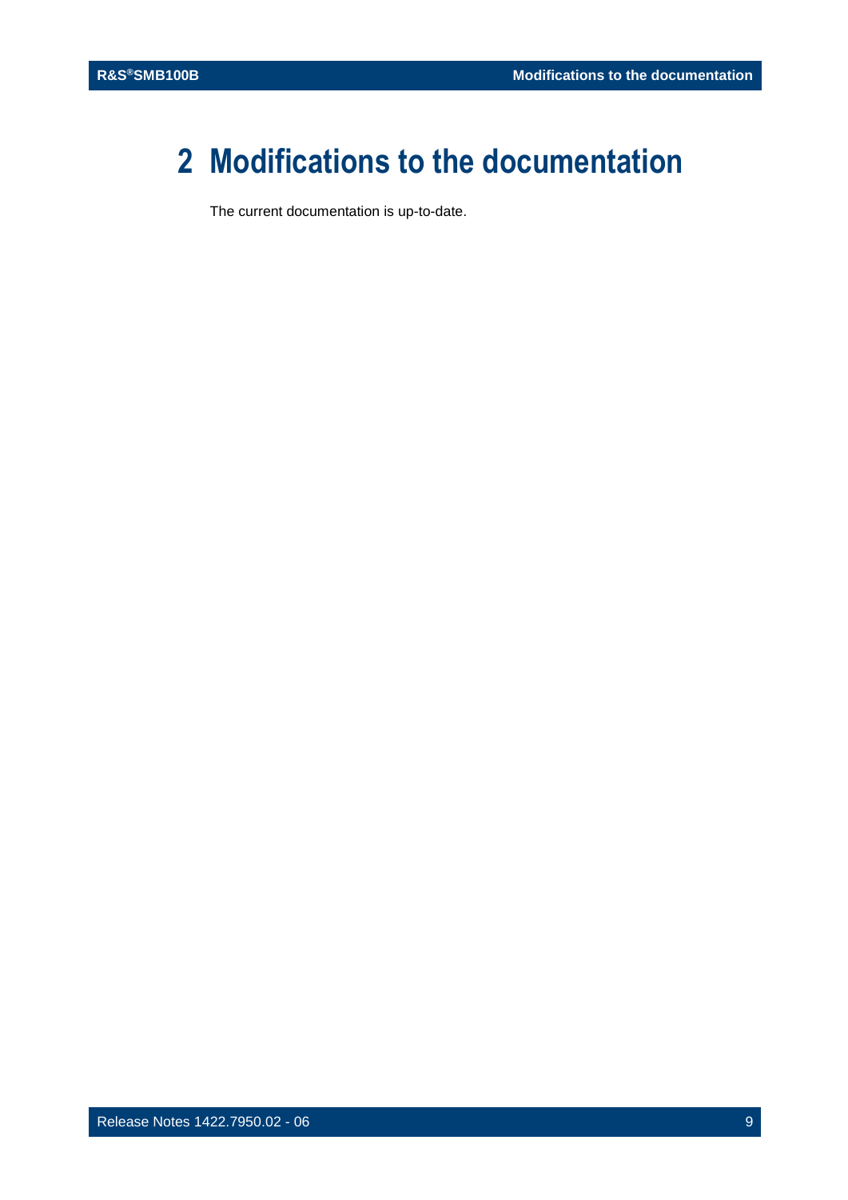# 2 Modifications to the documentation

The current documentation is up-to-date.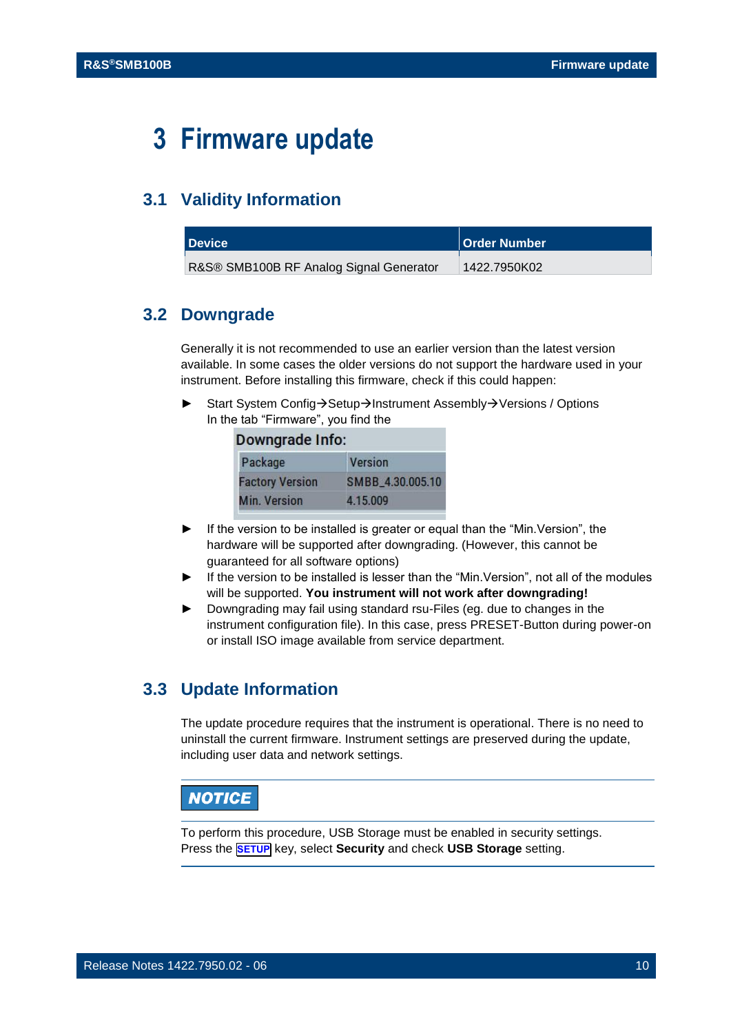# 3 Firmware update

## 3.1 Validity Information

| Device | Order Number |
|---|---|
| R&S® SMB100B RF Analog Signal Generator | 1422.7950K02 |

## 3.2 Downgrade

Generally it is not recommended to use an earlier version than the latest version available. In some cases the older versions do not support the hardware used in your instrument. Before installing this firmware, check if this could happen:

- Start System Config→Setup→Instrument Assembly→Versions / Options
  In the tab "Firmware", you find the

  **Downgrade Info:**

  | Package | Version |
  |---|---|
  | Factory Version | SMBB_4.30.005.10 |
  | Min. Version | 4.15.009 |

- If the version to be installed is greater or equal than the "Min.Version", the hardware will be supported after downgrading. (However, this cannot be guaranteed for all software options)
- If the version to be installed is lesser than the "Min.Version", not all of the modules will be supported. **You instrument will not work after downgrading!**
- Downgrading may fail using standard rsu-Files (eg. due to changes in the instrument configuration file). In this case, press PRESET-Button during power-on or install ISO image available from service department.

## 3.3 Update Information

The update procedure requires that the instrument is operational. There is no need to uninstall the current firmware. Instrument settings are preserved during the update, including user data and network settings.

**NOTICE**

To perform this procedure, USB Storage must be enabled in security settings.
Press the SETUP key, select **Security** and check **USB Storage** setting.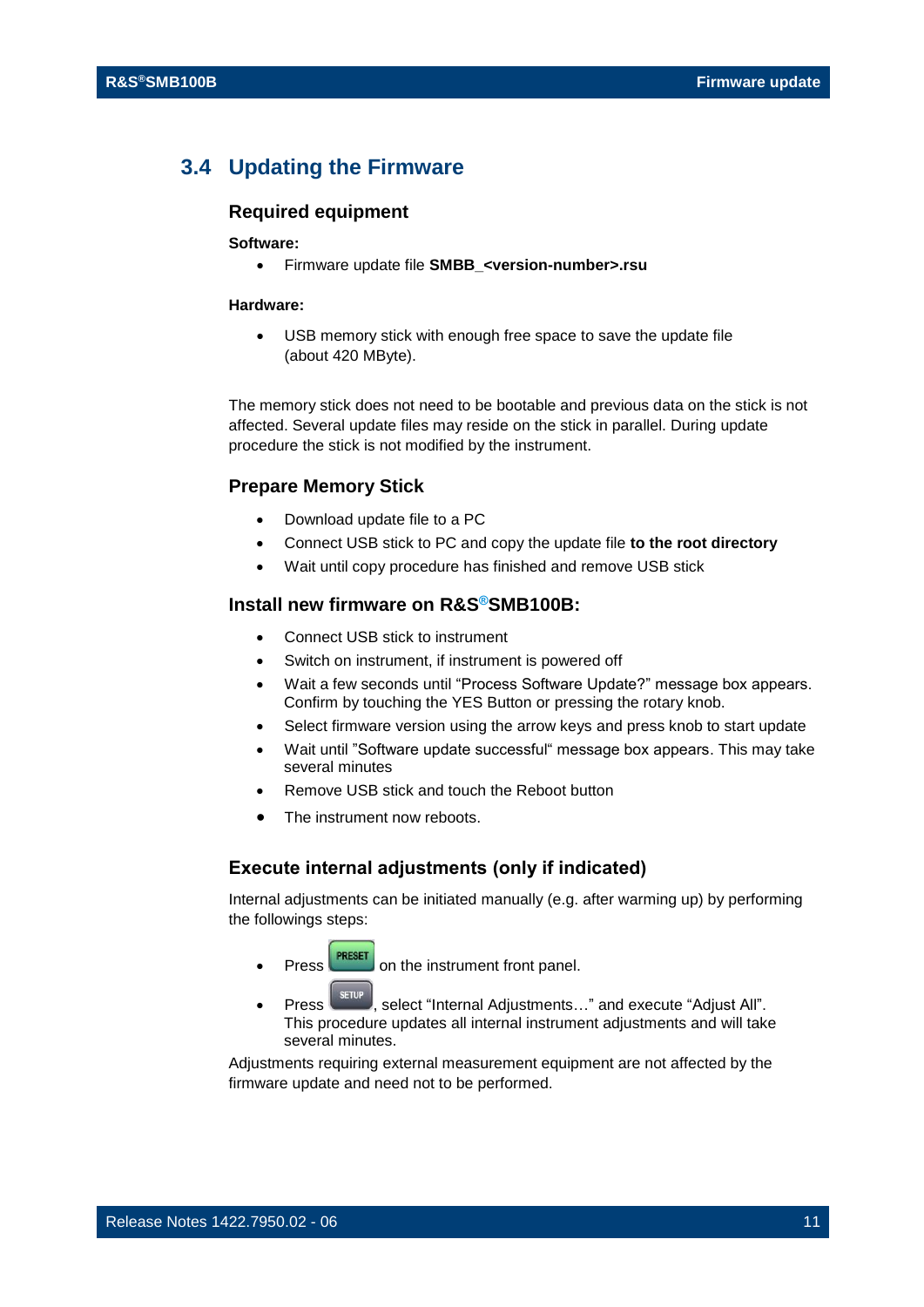## 3.4 Updating the Firmware

### Required equipment

**Software:**

- Firmware update file **SMBB_<version-number>.rsu**

**Hardware:**

- USB memory stick with enough free space to save the update file (about 420 MByte).

The memory stick does not need to be bootable and previous data on the stick is not affected. Several update files may reside on the stick in parallel. During update procedure the stick is not modified by the instrument.

### Prepare Memory Stick

- Download update file to a PC
- Connect USB stick to PC and copy the update file **to the root directory**
- Wait until copy procedure has finished and remove USB stick

### Install new firmware on R&S®SMB100B:

- Connect USB stick to instrument
- Switch on instrument, if instrument is powered off
- Wait a few seconds until "Process Software Update?" message box appears. Confirm by touching the YES Button or pressing the rotary knob.
- Select firmware version using the arrow keys and press knob to start update
- Wait until "Software update successful" message box appears. This may take several minutes
- Remove USB stick and touch the Reboot button
- The instrument now reboots.

### Execute internal adjustments (only if indicated)

Internal adjustments can be initiated manually (e.g. after warming up) by performing the followings steps:

- Press PRESET on the instrument front panel.
- Press SETUP, select "Internal Adjustments…" and execute "Adjust All". This procedure updates all internal instrument adjustments and will take several minutes.

Adjustments requiring external measurement equipment are not affected by the firmware update and need not to be performed.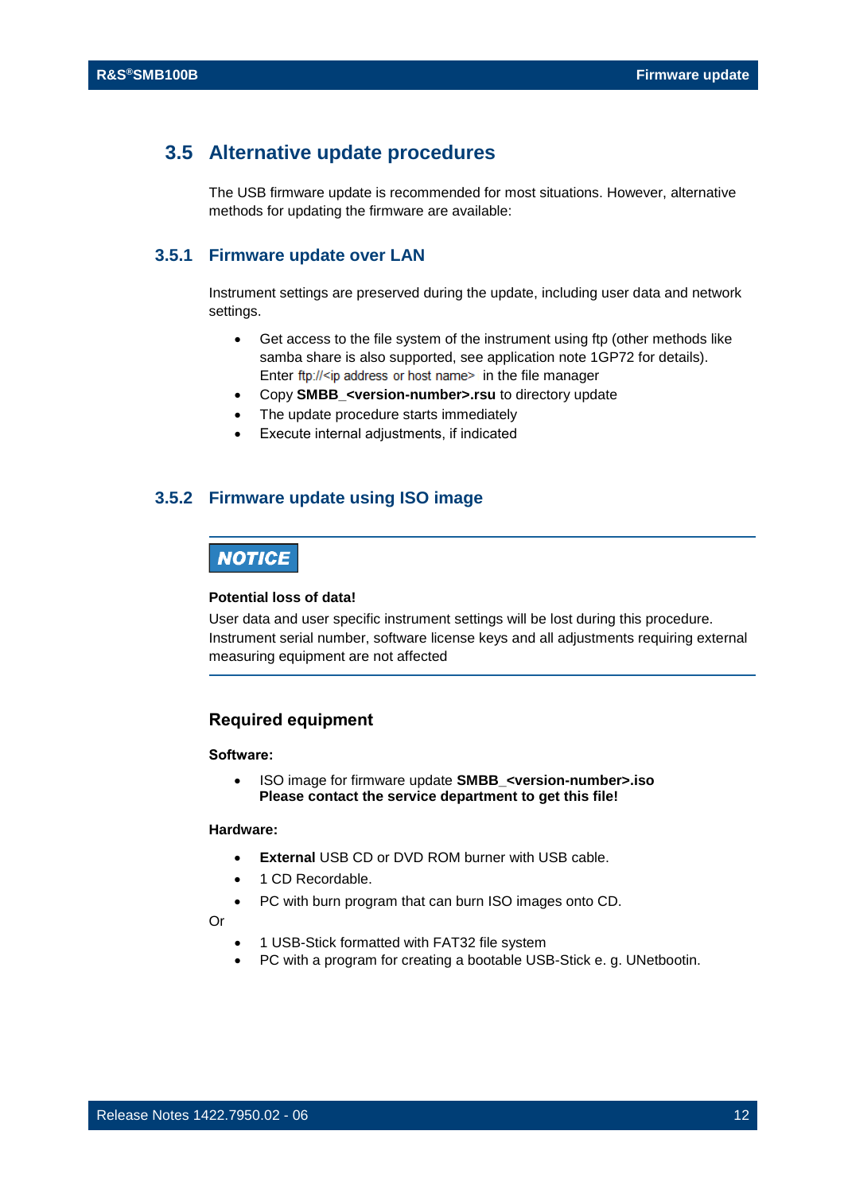## 3.5 Alternative update procedures

The USB firmware update is recommended for most situations. However, alternative methods for updating the firmware are available:

### 3.5.1 Firmware update over LAN

Instrument settings are preserved during the update, including user data and network settings.

- Get access to the file system of the instrument using ftp (other methods like samba share is also supported, see application note 1GP72 for details). Enter ftp://<ip address or host name> in the file manager
- Copy **SMBB_<version-number>.rsu** to directory update
- The update procedure starts immediately
- Execute internal adjustments, if indicated

### 3.5.2 Firmware update using ISO image

**NOTICE**

**Potential loss of data!**

User data and user specific instrument settings will be lost during this procedure. Instrument serial number, software license keys and all adjustments requiring external measuring equipment are not affected

#### Required equipment

**Software:**

- ISO image for firmware update **SMBB_<version-number>.iso**
  **Please contact the service department to get this file!**

**Hardware:**

- **External** USB CD or DVD ROM burner with USB cable.
- 1 CD Recordable.
- PC with burn program that can burn ISO images onto CD.

Or

- 1 USB-Stick formatted with FAT32 file system
- PC with a program for creating a bootable USB-Stick e. g. UNetbootin.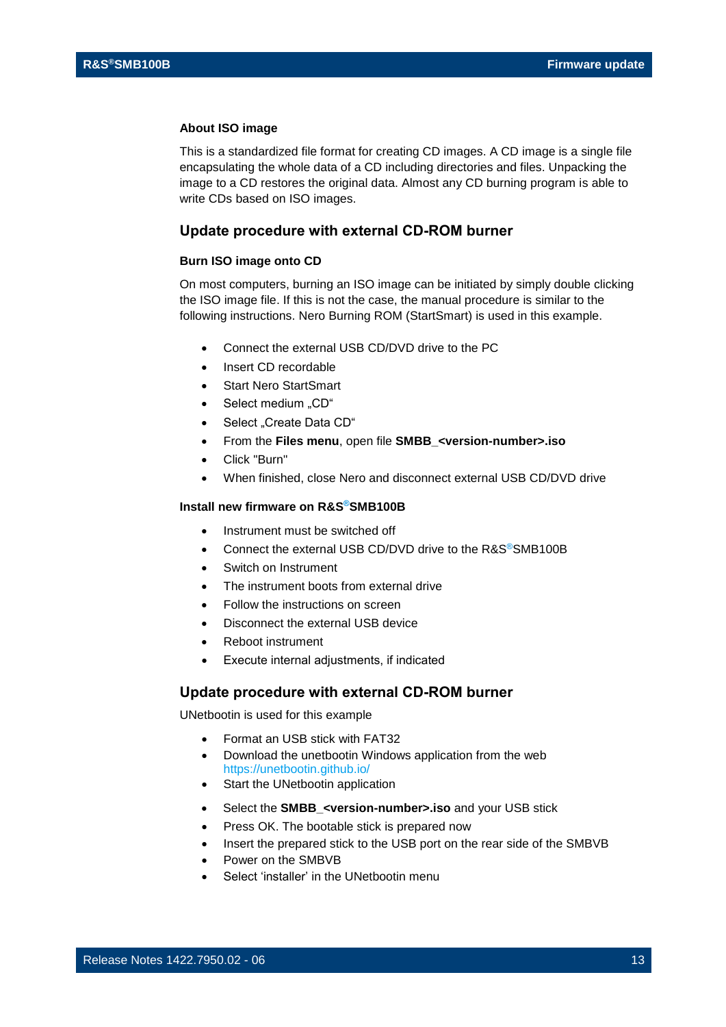### About ISO image

This is a standardized file format for creating CD images. A CD image is a single file encapsulating the whole data of a CD including directories and files. Unpacking the image to a CD restores the original data. Almost any CD burning program is able to write CDs based on ISO images.

## Update procedure with external CD-ROM burner

### Burn ISO image onto CD

On most computers, burning an ISO image can be initiated by simply double clicking the ISO image file. If this is not the case, the manual procedure is similar to the following instructions. Nero Burning ROM (StartSmart) is used in this example.

- Connect the external USB CD/DVD drive to the PC
- Insert CD recordable
- Start Nero StartSmart
- Select medium „CD“
- Select „Create Data CD“
- From the **Files menu**, open file **SMBB_<version-number>.iso**
- Click "Burn"
- When finished, close Nero and disconnect external USB CD/DVD drive

### Install new firmware on R&S®SMB100B

- Instrument must be switched off
- Connect the external USB CD/DVD drive to the R&S®SMB100B
- Switch on Instrument
- The instrument boots from external drive
- Follow the instructions on screen
- Disconnect the external USB device
- Reboot instrument
- Execute internal adjustments, if indicated

## Update procedure with external CD-ROM burner

UNetbootin is used for this example

- Format an USB stick with FAT32
- Download the unetbootin Windows application from the web https://unetbootin.github.io/
- Start the UNetbootin application
- Select the **SMBB_<version-number>.iso** and your USB stick
- Press OK. The bootable stick is prepared now
- Insert the prepared stick to the USB port on the rear side of the SMBVB
- Power on the SMBVB
- Select ‘installer’ in the UNetbootin menu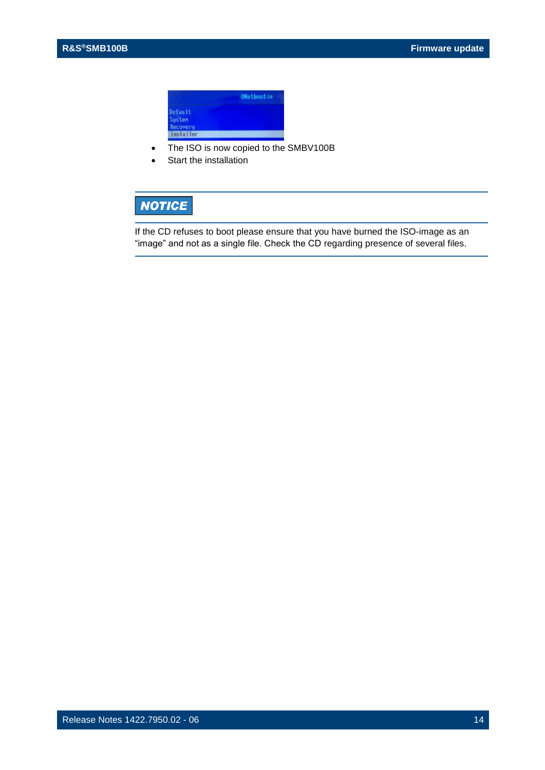- The ISO is now copied to the SMBV100B
- Start the installation

**NOTICE**

If the CD refuses to boot please ensure that you have burned the ISO-image as an "image" and not as a single file. Check the CD regarding presence of several files.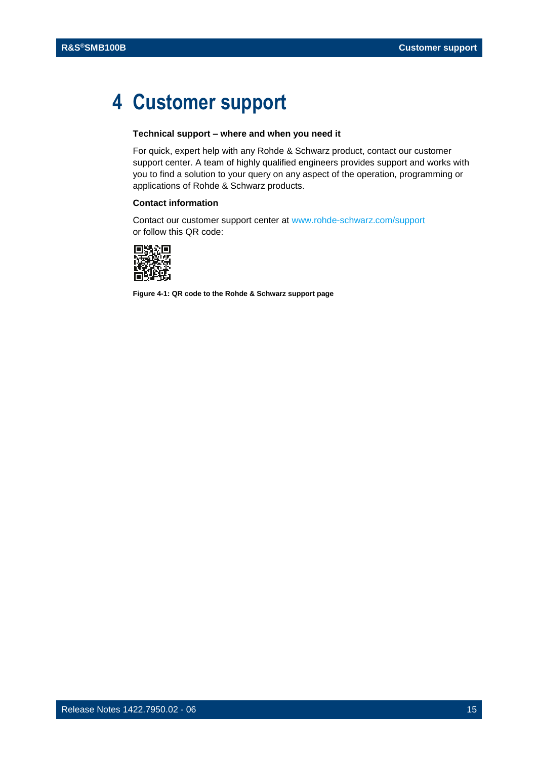# 4 Customer support

**Technical support – where and when you need it**

For quick, expert help with any Rohde & Schwarz product, contact our customer support center. A team of highly qualified engineers provides support and works with you to find a solution to your query on any aspect of the operation, programming or applications of Rohde & Schwarz products.

**Contact information**

Contact our customer support center at www.rohde-schwarz.com/support or follow this QR code:

**Figure 4-1: QR code to the Rohde & Schwarz support page**